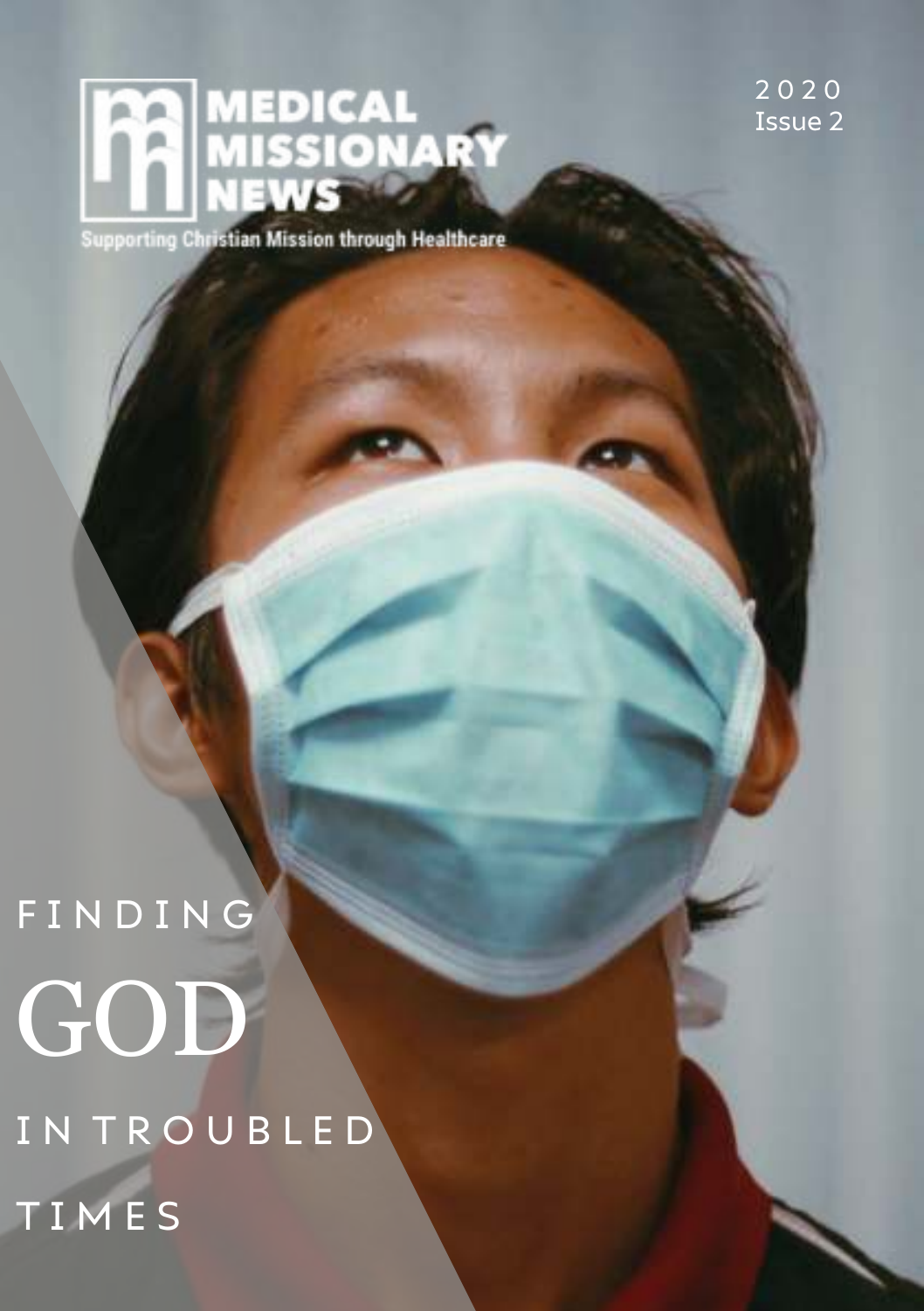# MEDICAL MISSIONARY NEWS

Supporting Christian Mission through Healthcare

2020
Issue 2

# FINDING GOD IN TROUBLED TIMES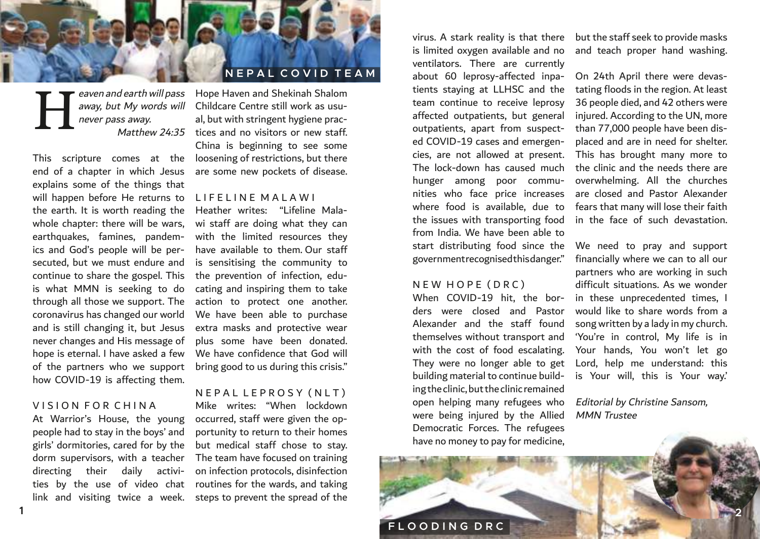NEPAL COVID TEAM

*Heaven and earth will pass away, but My words will never pass away.*
*Matthew 24:35*

This scripture comes at the end of a chapter in which Jesus explains some of the things that will happen before He returns to the earth. It is worth reading the whole chapter: there will be wars, earthquakes, famines, pandemics and God's people will be persecuted, but we must endure and continue to share the gospel. This is what MMN is seeking to do through all those we support. The coronavirus has changed our world and is still changing it, but Jesus never changes and His message of hope is eternal. I have asked a few of the partners who we support how COVID-19 is affecting them.

## VISION FOR CHINA

At Warrior's House, the young people had to stay in the boys' and girls' dormitories, cared for by the dorm supervisors, with a teacher directing their daily activities by the use of video chat link and visiting twice a week. Hope Haven and Shekinah Shalom Childcare Centre still work as usual, but with stringent hygiene practices and no visitors or new staff. China is beginning to see some loosening of restrictions, but there are some new pockets of disease.

## LIFELINE MALAWI

Heather writes: "Lifeline Malawi staff are doing what they can with the limited resources they have available to them. Our staff is sensitising the community to the prevention of infection, educating and inspiring them to take action to protect one another. We have been able to purchase extra masks and protective wear plus some have been donated. We have confidence that God will bring good to us during this crisis."

## NEPAL LEPROSY (NLT)

Mike writes: "When lockdown occurred, staff were given the opportunity to return to their homes but medical staff chose to stay. The team have focused on training on infection protocols, disinfection routines for the wards, and taking steps to prevent the spread of the virus. A stark reality is that there is limited oxygen available and no ventilators. There are currently about 60 leprosy-affected inpatients staying at LLHSC and the team continue to receive leprosy affected outpatients, but general outpatients, apart from suspected COVID-19 cases and emergencies, are not allowed at present. The lock-down has caused much hunger among poor communities who face price increases where food is available, due to the issues with transporting food from India. We have been able to start distributing food since the government recognised this danger."

## NEW HOPE (DRC)

When COVID-19 hit, the borders were closed and Pastor Alexander and the staff found themselves without transport and with the cost of food escalating. They were no longer able to get building material to continue building the clinic, but the clinic remained open helping many refugees who were being injured by the Allied Democratic Forces. The refugees have no money to pay for medicine, but the staff seek to provide masks and teach proper hand washing.

On 24th April there were devastating floods in the region. At least 36 people died, and 42 others were injured. According to the UN, more than 77,000 people have been displaced and are in need for shelter. This has brought many more to the clinic and the needs there are overwhelming. All the churches are closed and Pastor Alexander fears that many will lose their faith in the face of such devastation.

We need to pray and support financially where we can to all our partners who are working in such difficult situations. As we wonder in these unprecedented times, I would like to share words from a song written by a lady in my church. 'You're in control, My life is in Your hands, You won't let go Lord, help me understand: this is Your will, this is Your way.'

*Editorial by Christine Sansom, MMN Trustee*

FLOODING DRC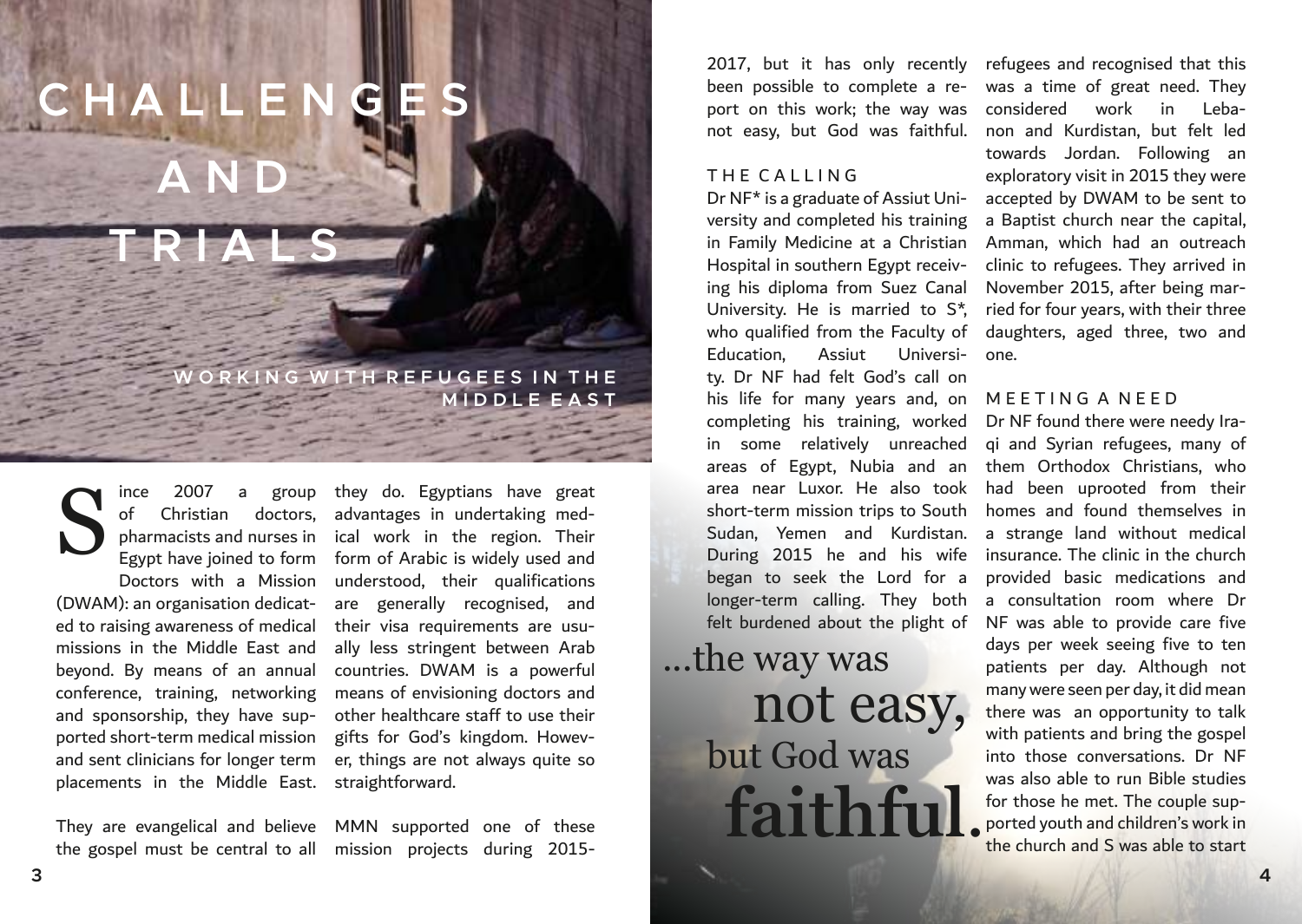# CHALLENGES AND TRIALS

## WORKING WITH REFUGEES IN THE MIDDLE EAST

Since 2007 a group of Christian doctors, pharmacists and nurses in Egypt have joined to form Doctors with a Mission (DWAM): an organisation dedicated to raising awareness of medical missions in the Middle East and beyond. By means of an annual conference, training, networking and sponsorship, they have supported short-term medical mission and sent clinicians for longer term placements in the Middle East.

They are evangelical and believe the gospel must be central to all they do. Egyptians have great advantages in undertaking medical work in the region. Their form of Arabic is widely used and understood, their qualifications are generally recognised, and their visa requirements are usually less stringent between Arab countries. DWAM is a powerful means of envisioning doctors and other healthcare staff to use their gifts for God's kingdom. However, things are not always quite so straightforward.

MMN supported one of these mission projects during 2015-2017, but it has only recently been possible to complete a report on this work; the way was not easy, but God was faithful.

### THE CALLING

Dr NF* is a graduate of Assiut University and completed his training in Family Medicine at a Christian Hospital in southern Egypt receiving his diploma from Suez Canal University. He is married to S*, who qualified from the Faculty of Education, Assiut University. Dr NF had felt God's call on his life for many years and, on completing his training, worked in some relatively unreached areas of Egypt, Nubia and an area near Luxor. He also took short-term mission trips to South Sudan, Yemen and Kurdistan. During 2015 he and his wife began to seek the Lord for a longer-term calling. They both felt burdened about the plight of refugees and recognised that this was a time of great need. They considered work in Lebanon and Kurdistan, but felt led towards Jordan. Following an exploratory visit in 2015 they were accepted by DWAM to be sent to a Baptist church near the capital, Amman, which had an outreach clinic to refugees. They arrived in November 2015, after being married for four years, with their three daughters, aged three, two and one.

> ...the way was not easy, but God was faithful.

### MEETING A NEED

Dr NF found there were needy Iraqi and Syrian refugees, many of them Orthodox Christians, who had been uprooted from their homes and found themselves in a strange land without medical insurance. The clinic in the church provided basic medications and a consultation room where Dr NF was able to provide care five days per week seeing five to ten patients per day. Although not many were seen per day, it did mean there was an opportunity to talk with patients and bring the gospel into those conversations. Dr NF was also able to run Bible studies for those he met. The couple supported youth and children's work in the church and S was able to start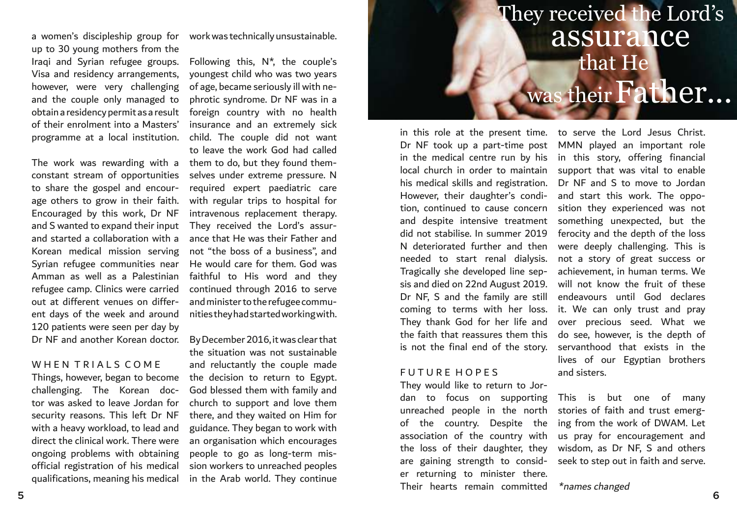a women's discipleship group for up to 30 young mothers from the Iraqi and Syrian refugee groups. Visa and residency arrangements, however, were very challenging and the couple only managed to obtain a residency permit as a result of their enrolment into a Masters' programme at a local institution.

The work was rewarding with a constant stream of opportunities to share the gospel and encourage others to grow in their faith. Encouraged by this work, Dr NF and S wanted to expand their input and started a collaboration with a Korean medical mission serving Syrian refugee communities near Amman as well as a Palestinian refugee camp. Clinics were carried out at different venues on different days of the week and around 120 patients were seen per day by Dr NF and another Korean doctor.

## WHEN TRIALS COME

Things, however, began to become challenging. The Korean doctor was asked to leave Jordan for security reasons. This left Dr NF with a heavy workload, to lead and direct the clinical work. There were ongoing problems with obtaining official registration of his medical qualifications, meaning his medical work was technically unsustainable.

Following this, N*, the couple's youngest child who was two years of age, became seriously ill with nephrotic syndrome. Dr NF was in a foreign country with no health insurance and an extremely sick child. The couple did not want to leave the work God had called them to do, but they found themselves under extreme pressure. N required expert paediatric care with regular trips to hospital for intravenous replacement therapy. They received the Lord's assurance that He was their Father and not "the boss of a business", and He would care for them. God was faithful to His word and they continued through 2016 to serve and minister to the refugee communities they had started working with.

By December 2016, it was clear that the situation was not sustainable and reluctantly the couple made the decision to return to Egypt. God blessed them with family and church to support and love them there, and they waited on Him for guidance. They began to work with an organisation which encourages people to go as long-term mission workers to unreached peoples in the Arab world. They continue in this role at the present time. Dr NF took up a part-time post in the medical centre run by his local church in order to maintain his medical skills and registration. However, their daughter's condition, continued to cause concern and despite intensive treatment did not stabilise. In summer 2019 N deteriorated further and then needed to start renal dialysis. Tragically she developed line sepsis and died on 22nd August 2019. Dr NF, S and the family are still coming to terms with her loss. They thank God for her life and the faith that reassures them this is not the final end of the story.

> They received the Lord's assurance that He was their Father...

## FUTURE HOPES

They would like to return to Jordan to focus on supporting unreached people in the north of the country. Despite the association of the country with the loss of their daughter, they are gaining strength to consider returning to minister there. Their hearts remain committed to serve the Lord Jesus Christ. MMN played an important role in this story, offering financial support that was vital to enable Dr NF and S to move to Jordan and start this work. The opposition they experienced was not something unexpected, but the ferocity and the depth of the loss were deeply challenging. This is not a story of great success or achievement, in human terms. We will not know the fruit of these endeavours until God declares it. We can only trust and pray over precious seed. What we do see, however, is the depth of servanthood that exists in the lives of our Egyptian brothers and sisters.

This is but one of many stories of faith and trust emerging from the work of DWAM. Let us pray for encouragement and wisdom, as Dr NF, S and others seek to step out in faith and serve.

*\*names changed*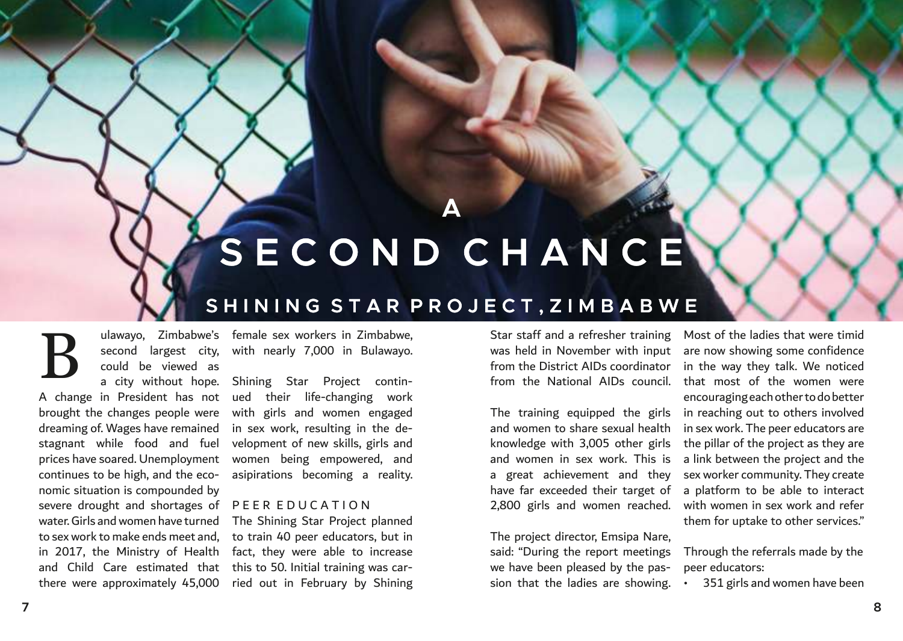# A SECOND CHANCE

## SHINING STAR PROJECT, ZIMBABWE

Bulawayo, Zimbabwe's second largest city, could be viewed as a city without hope. A change in President has not brought the changes people were dreaming of. Wages have remained stagnant while food and fuel prices have soared. Unemployment continues to be high, and the economic situation is compounded by severe drought and shortages of water. Girls and women have turned to sex work to make ends meet and, in 2017, the Ministry of Health and Child Care estimated that there were approximately 45,000 female sex workers in Zimbabwe, with nearly 7,000 in Bulawayo.

Shining Star Project continued their life-changing work with girls and women engaged in sex work, resulting in the development of new skills, girls and women being empowered, and asipirations becoming a reality.

### PEER EDUCATION

The Shining Star Project planned to train 40 peer educators, but in fact, they were able to increase this to 50. Initial training was carried out in February by Shining Star staff and a refresher training was held in November with input from the District AIDs coordinator from the National AIDs council.

The training equipped the girls and women to share sexual health knowledge with 3,005 other girls and women in sex work. This is a great achievement and they have far exceeded their target of 2,800 girls and women reached.

The project director, Emsipa Nare, said: "During the report meetings we have been pleased by the passion that the ladies are showing. Most of the ladies that were timid are now showing some confidence in the way they talk. We noticed that most of the women were encouraging each other to do better in reaching out to others involved in sex work. The peer educators are the pillar of the project as they are a link between the project and the sex worker community. They create a platform to be able to interact with women in sex work and refer them for uptake to other services."

Through the referrals made by the peer educators:

- 351 girls and women have been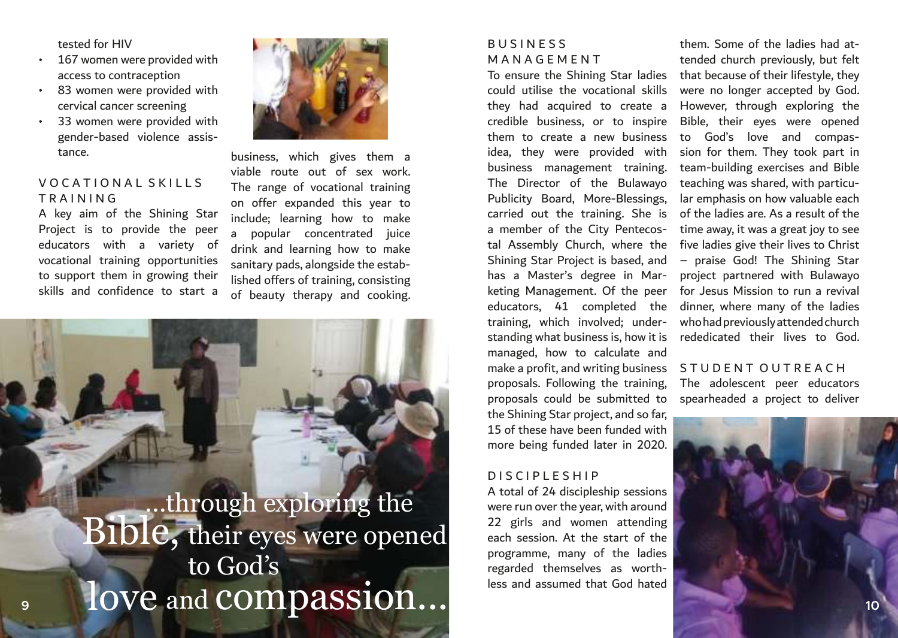tested for HIV

- 167 women were provided with access to contraception
- 83 women were provided with cervical cancer screening
- 33 women were provided with gender-based violence assistance.

## VOCATIONAL SKILLS TRAINING

A key aim of the Shining Star Project is to provide the peer educators with a variety of vocational training opportunities to support them in growing their skills and confidence to start a business, which gives them a viable route out of sex work. The range of vocational training on offer expanded this year to include; learning how to make a popular concentrated juice drink and learning how to make sanitary pads, alongside the established offers of training, consisting of beauty therapy and cooking.

...through exploring the Bible, their eyes were opened to God's love and compassion...

## BUSINESS MANAGEMENT

To ensure the Shining Star ladies could utilise the vocational skills they had acquired to create a credible business, or to inspire them to create a new business idea, they were provided with business management training. The Director of the Bulawayo Publicity Board, More-Blessings, carried out the training. She is a member of the City Pentecostal Assembly Church, where the Shining Star Project is based, and has a Master's degree in Marketing Management. Of the peer educators, 41 completed the training, which involved; understanding what business is, how it is managed, how to calculate and make a profit, and writing business proposals. Following the training, proposals could be submitted to the Shining Star project, and so far, 15 of these have been funded with more being funded later in 2020.

## DISCIPLESHIP

A total of 24 discipleship sessions were run over the year, with around 22 girls and women attending each session. At the start of the programme, many of the ladies regarded themselves as worthless and assumed that God hated them. Some of the ladies had attended church previously, but felt that because of their lifestyle, they were no longer accepted by God. However, through exploring the Bible, their eyes were opened to God's love and compassion for them. They took part in team-building exercises and Bible teaching was shared, with particular emphasis on how valuable each of the ladies are. As a result of the time away, it was a great joy to see five ladies give their lives to Christ – praise God! The Shining Star project partnered with Bulawayo for Jesus Mission to run a revival dinner, where many of the ladies who had previously attended church rededicated their lives to God.

## STUDENT OUTREACH

The adolescent peer educators spearheaded a project to deliver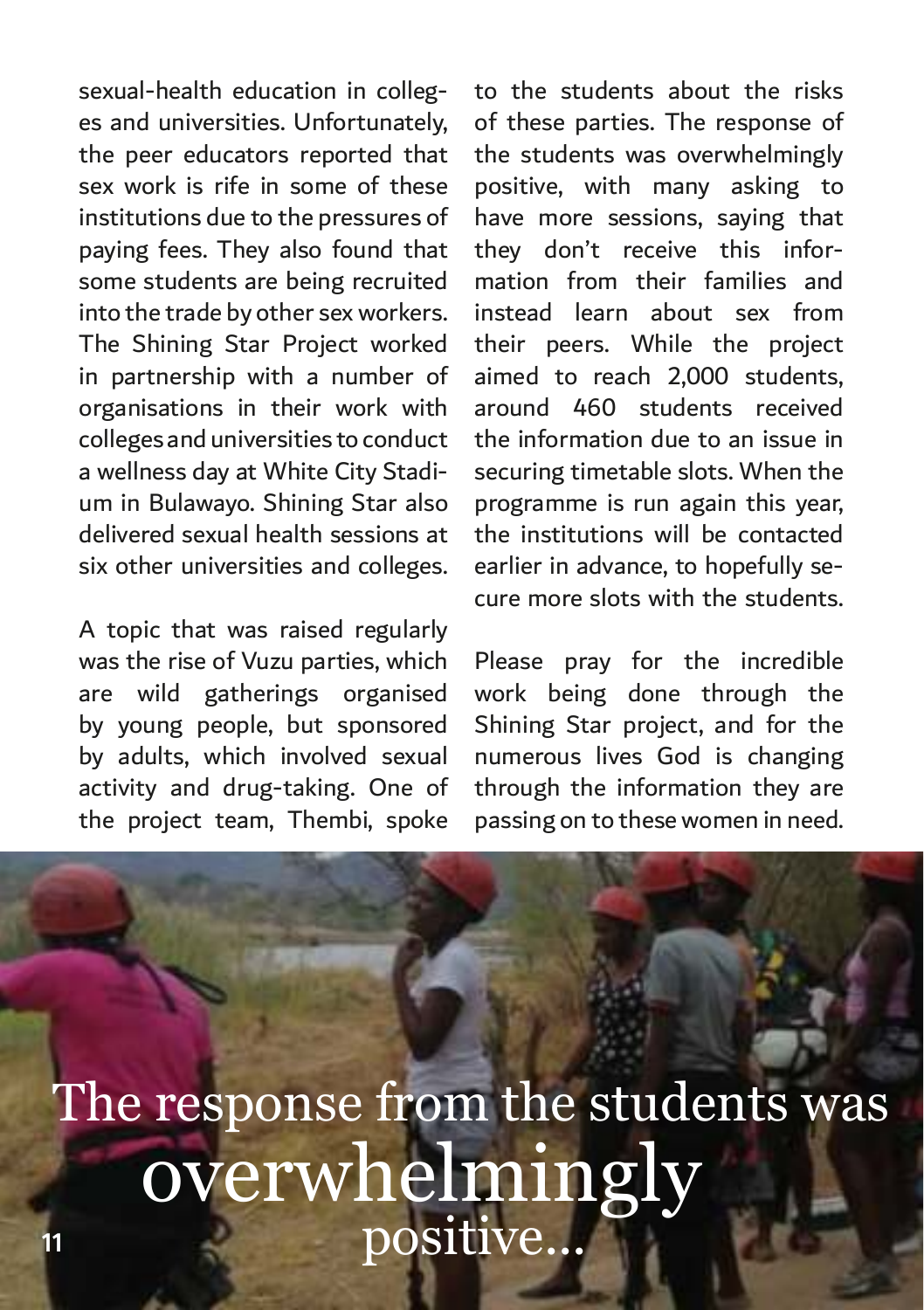sexual-health education in colleges and universities. Unfortunately, the peer educators reported that sex work is rife in some of these institutions due to the pressures of paying fees. They also found that some students are being recruited into the trade by other sex workers. The Shining Star Project worked in partnership with a number of organisations in their work with colleges and universities to conduct a wellness day at White City Stadium in Bulawayo. Shining Star also delivered sexual health sessions at six other universities and colleges.

A topic that was raised regularly was the rise of Vuzu parties, which are wild gatherings organised by young people, but sponsored by adults, which involved sexual activity and drug-taking. One of the project team, Thembi, spoke to the students about the risks of these parties. The response of the students was overwhelmingly positive, with many asking to have more sessions, saying that they don't receive this information from their families and instead learn about sex from their peers. While the project aimed to reach 2,000 students, around 460 students received the information due to an issue in securing timetable slots. When the programme is run again this year, the institutions will be contacted earlier in advance, to hopefully secure more slots with the students.

Please pray for the incredible work being done through the Shining Star project, and for the numerous lives God is changing through the information they are passing on to these women in need.

The response from the students was overwhelmingly positive...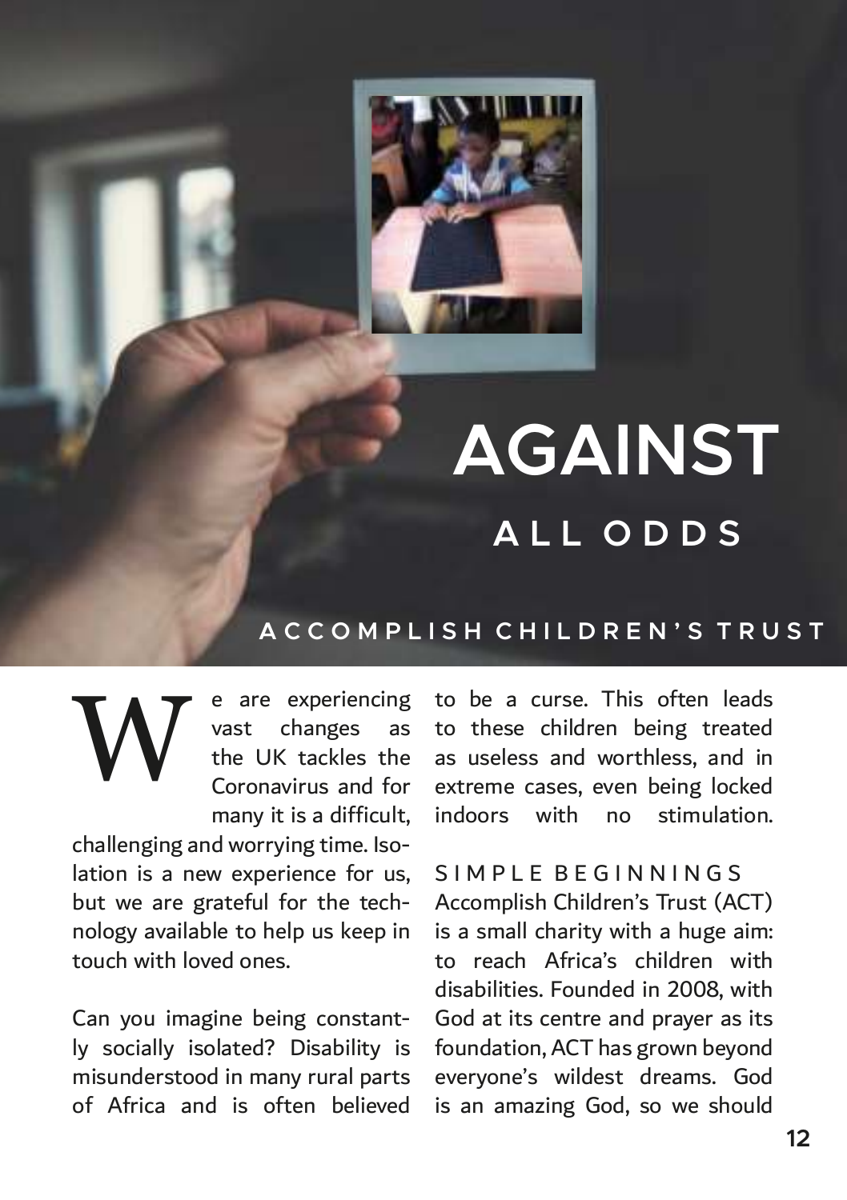# AGAINST ALL ODDS

## ACCOMPLISH CHILDREN'S TRUST

We are experiencing vast changes as the UK tackles the Coronavirus and for many it is a difficult, challenging and worrying time. Isolation is a new experience for us, but we are grateful for the technology available to help us keep in touch with loved ones.

Can you imagine being constantly socially isolated? Disability is misunderstood in many rural parts of Africa and is often believed to be a curse. This often leads to these children being treated as useless and worthless, and in extreme cases, even being locked indoors with no stimulation.

### SIMPLE BEGINNINGS

Accomplish Children's Trust (ACT) is a small charity with a huge aim: to reach Africa's children with disabilities. Founded in 2008, with God at its centre and prayer as its foundation, ACT has grown beyond everyone's wildest dreams. God is an amazing God, so we should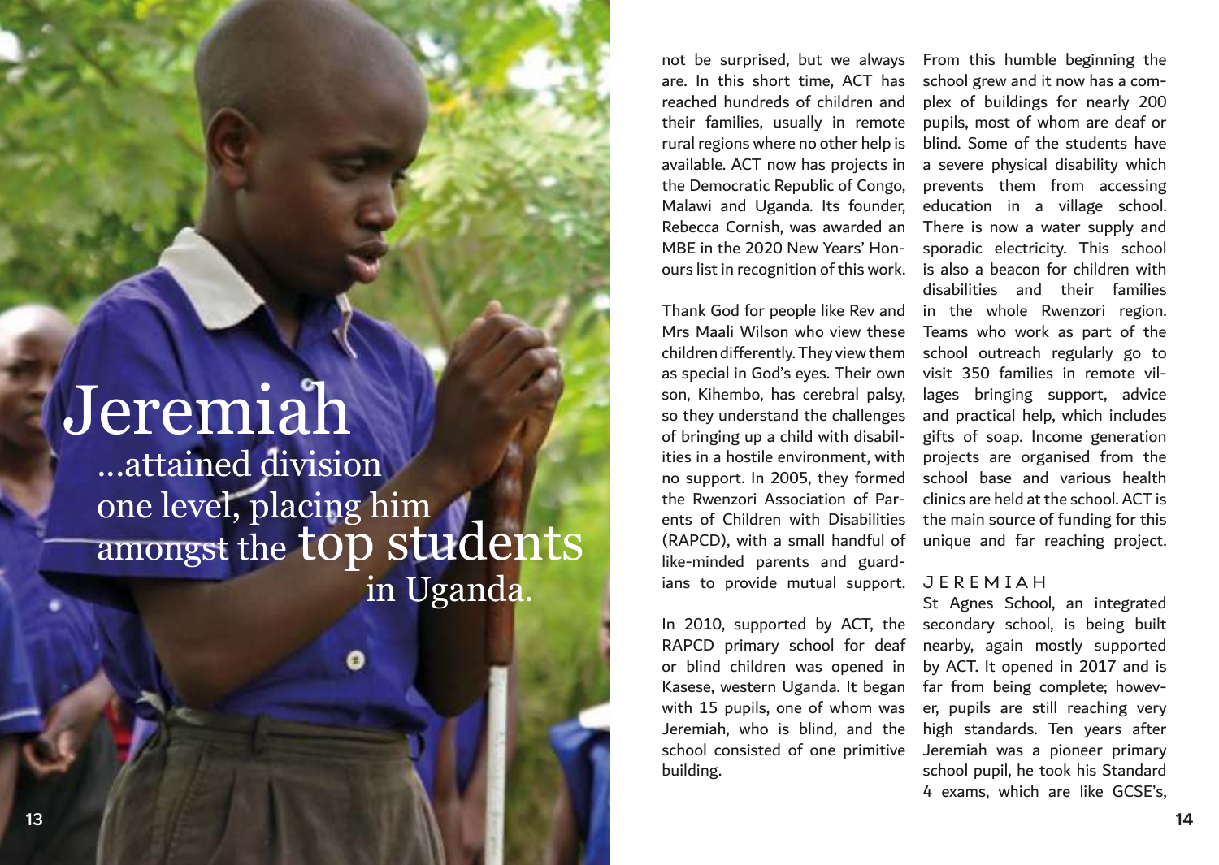# Jeremiah

...attained division one level, placing him amongst the top students in Uganda.

not be surprised, but we always are. In this short time, ACT has reached hundreds of children and their families, usually in remote rural regions where no other help is available. ACT now has projects in the Democratic Republic of Congo, Malawi and Uganda. Its founder, Rebecca Cornish, was awarded an MBE in the 2020 New Years' Honours list in recognition of this work.

Thank God for people like Rev and Mrs Maali Wilson who view these children differently. They view them as special in God's eyes. Their own son, Kihembo, has cerebral palsy, so they understand the challenges of bringing up a child with disabilities in a hostile environment, with no support. In 2005, they formed the Rwenzori Association of Parents of Children with Disabilities (RAPCD), with a small handful of like-minded parents and guardians to provide mutual support.

In 2010, supported by ACT, the RAPCD primary school for deaf or blind children was opened in Kasese, western Uganda. It began with 15 pupils, one of whom was Jeremiah, who is blind, and the school consisted of one primitive building.

From this humble beginning the school grew and it now has a complex of buildings for nearly 200 pupils, most of whom are deaf or blind. Some of the students have a severe physical disability which prevents them from accessing education in a village school. There is now a water supply and sporadic electricity. This school is also a beacon for children with disabilities and their families in the whole Rwenzori region. Teams who work as part of the school outreach regularly go to visit 350 families in remote villages bringing support, advice and practical help, which includes gifts of soap. Income generation projects are organised from the school base and various health clinics are held at the school. ACT is the main source of funding for this unique and far reaching project.

## JEREMIAH

St Agnes School, an integrated secondary school, is being built nearby, again mostly supported by ACT. It opened in 2017 and is far from being complete; however, pupils are still reaching very high standards. Ten years after Jeremiah was a pioneer primary school pupil, he took his Standard 4 exams, which are like GCSE's,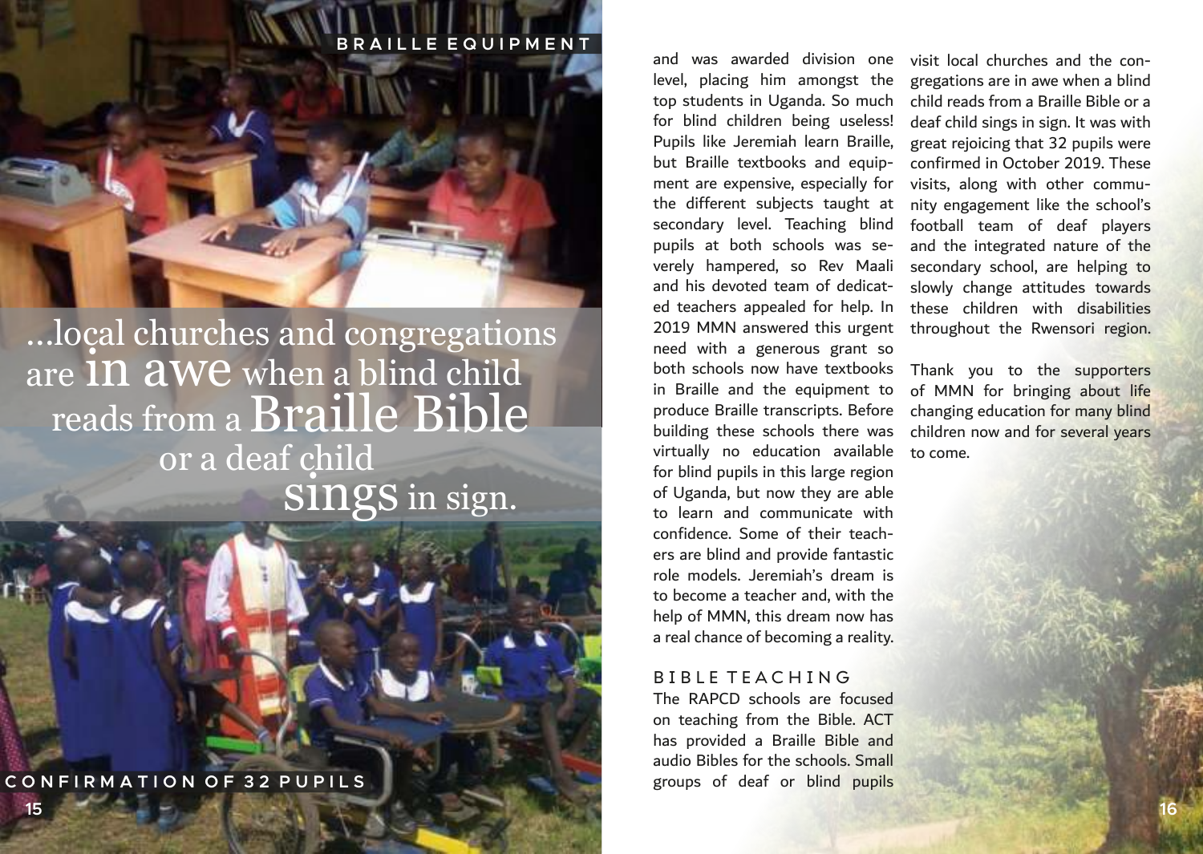BRAILLE EQUIPMENT

> ...local churches and congregations are in awe when a blind child reads from a Braille Bible or a deaf child sings in sign.

CONFIRMATION OF 32 PUPILS

and was awarded division one level, placing him amongst the top students in Uganda. So much for blind children being useless! Pupils like Jeremiah learn Braille, but Braille textbooks and equipment are expensive, especially for the different subjects taught at secondary level. Teaching blind pupils at both schools was severely hampered, so Rev Maali and his devoted team of dedicated teachers appealed for help. In 2019 MMN answered this urgent need with a generous grant so both schools now have textbooks in Braille and the equipment to produce Braille transcripts. Before building these schools there was virtually no education available for blind pupils in this large region of Uganda, but now they are able to learn and communicate with confidence. Some of their teachers are blind and provide fantastic role models. Jeremiah's dream is to become a teacher and, with the help of MMN, this dream now has a real chance of becoming a reality.

## BIBLE TEACHING

The RAPCD schools are focused on teaching from the Bible. ACT has provided a Braille Bible and audio Bibles for the schools. Small groups of deaf or blind pupils visit local churches and the congregations are in awe when a blind child reads from a Braille Bible or a deaf child sings in sign. It was with great rejoicing that 32 pupils were confirmed in October 2019. These visits, along with other community engagement like the school's football team of deaf players and the integrated nature of the secondary school, are helping to slowly change attitudes towards these children with disabilities throughout the Rwensori region.

Thank you to the supporters of MMN for bringing about life changing education for many blind children now and for several years to come.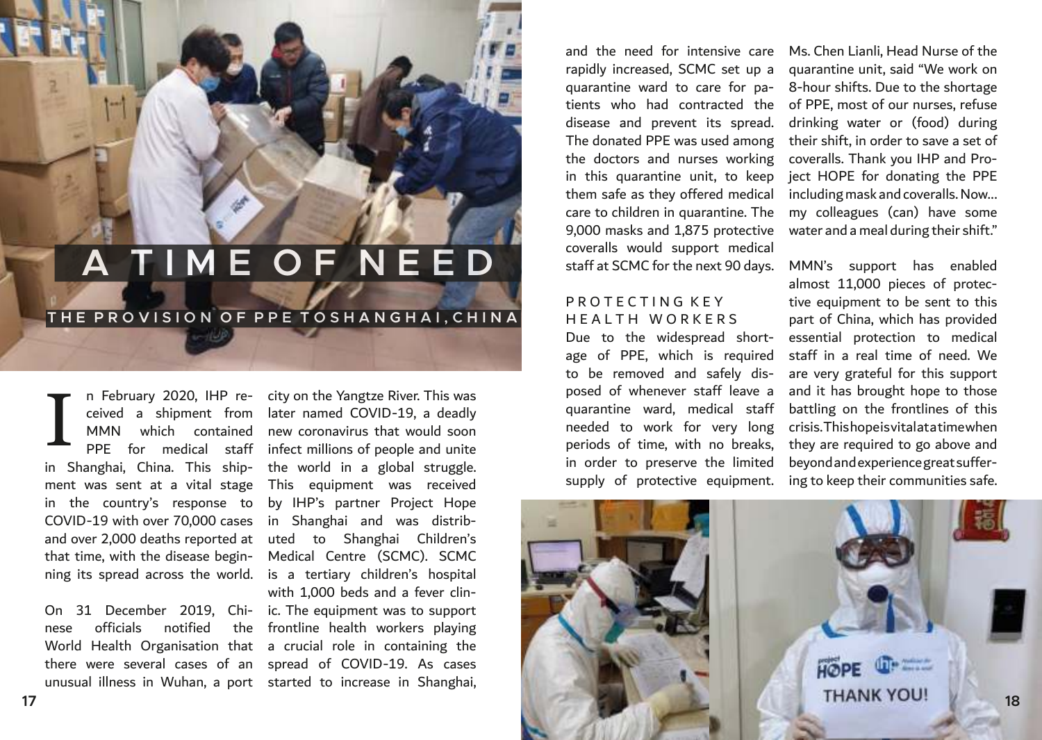# A TIME OF NEED

## THE PROVISION OF PPE TOSHANGHAI, CHINA

In February 2020, IHP received a shipment from MMN which contained PPE for medical staff in Shanghai, China. This shipment was sent at a vital stage in the country's response to COVID-19 with over 70,000 cases and over 2,000 deaths reported at that time, with the disease beginning its spread across the world.

On 31 December 2019, Chinese officials notified the World Health Organisation that there were several cases of an unusual illness in Wuhan, a port city on the Yangtze River. This was later named COVID-19, a deadly new coronavirus that would soon infect millions of people and unite the world in a global struggle. This equipment was received by IHP's partner Project Hope in Shanghai and was distributed to Shanghai Children's Medical Centre (SCMC). SCMC is a tertiary children's hospital with 1,000 beds and a fever clinic. The equipment was to support frontline health workers playing a crucial role in containing the spread of COVID-19. As cases started to increase in Shanghai, and the need for intensive care rapidly increased, SCMC set up a quarantine ward to care for patients who had contracted the disease and prevent its spread. The donated PPE was used among the doctors and nurses working in this quarantine unit, to keep them safe as they offered medical care to children in quarantine. The 9,000 masks and 1,875 protective coveralls would support medical staff at SCMC for the next 90 days.

### PROTECTING KEY HEALTH WORKERS

Due to the widespread shortage of PPE, which is required to be removed and safely disposed of whenever staff leave a quarantine ward, medical staff needed to work for very long periods of time, with no breaks, in order to preserve the limited supply of protective equipment.

Ms. Chen Lianli, Head Nurse of the quarantine unit, said "We work on 8-hour shifts. Due to the shortage of PPE, most of our nurses, refuse drinking water or (food) during their shift, in order to save a set of coveralls. Thank you IHP and Project HOPE for donating the PPE including mask and coveralls. Now... my colleagues (can) have some water and a meal during their shift."

MMN's support has enabled almost 11,000 pieces of protective equipment to be sent to this part of China, which has provided essential protection to medical staff in a real time of need. We are very grateful for this support and it has brought hope to those battling on the frontlines of this crisis. This hope is vital at a time when they are required to go above and beyond and experience great suffering to keep their communities safe.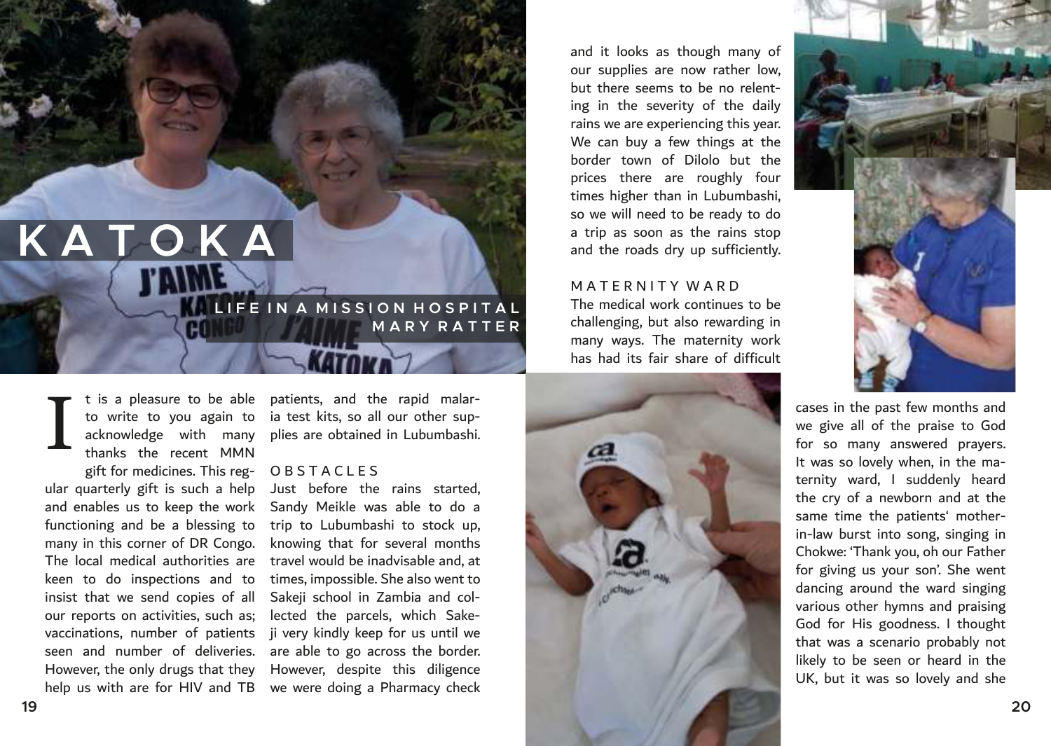# KATOKA

## LIFE IN A MISSION HOSPITAL

MARY RATTER

It is a pleasure to be able to write to you again to acknowledge with many thanks the recent MMN gift for medicines. This regular quarterly gift is such a help and enables us to keep the work functioning and be a blessing to many in this corner of DR Congo. The local medical authorities are keen to do inspections and to insist that we send copies of all our reports on activities, such as; vaccinations, number of patients seen and number of deliveries. However, the only drugs that they help us with are for HIV and TB patients, and the rapid malaria test kits, so all our other supplies are obtained in Lubumbashi.

### OBSTACLES

Just before the rains started, Sandy Meikle was able to do a trip to Lubumbashi to stock up, knowing that for several months travel would be inadvisable and, at times, impossible. She also went to Sakeji school in Zambia and collected the parcels, which Sakeji very kindly keep for us until we are able to go across the border. However, despite this diligence we were doing a Pharmacy check and it looks as though many of our supplies are now rather low, but there seems to be no relenting in the severity of the daily rains we are experiencing this year. We can buy a few things at the border town of Dilolo but the prices there are roughly four times higher than in Lubumbashi, so we will need to be ready to do a trip as soon as the rains stop and the roads dry up sufficiently.

### MATERNITY WARD

The medical work continues to be challenging, but also rewarding in many ways. The maternity work has had its fair share of difficult cases in the past few months and we give all of the praise to God for so many answered prayers. It was so lovely when, in the maternity ward, I suddenly heard the cry of a newborn and at the same time the patients' mother-in-law burst into song, singing in Chokwe: 'Thank you, oh our Father for giving us your son'. She went dancing around the ward singing various other hymns and praising God for His goodness. I thought that was a scenario probably not likely to be seen or heard in the UK, but it was so lovely and she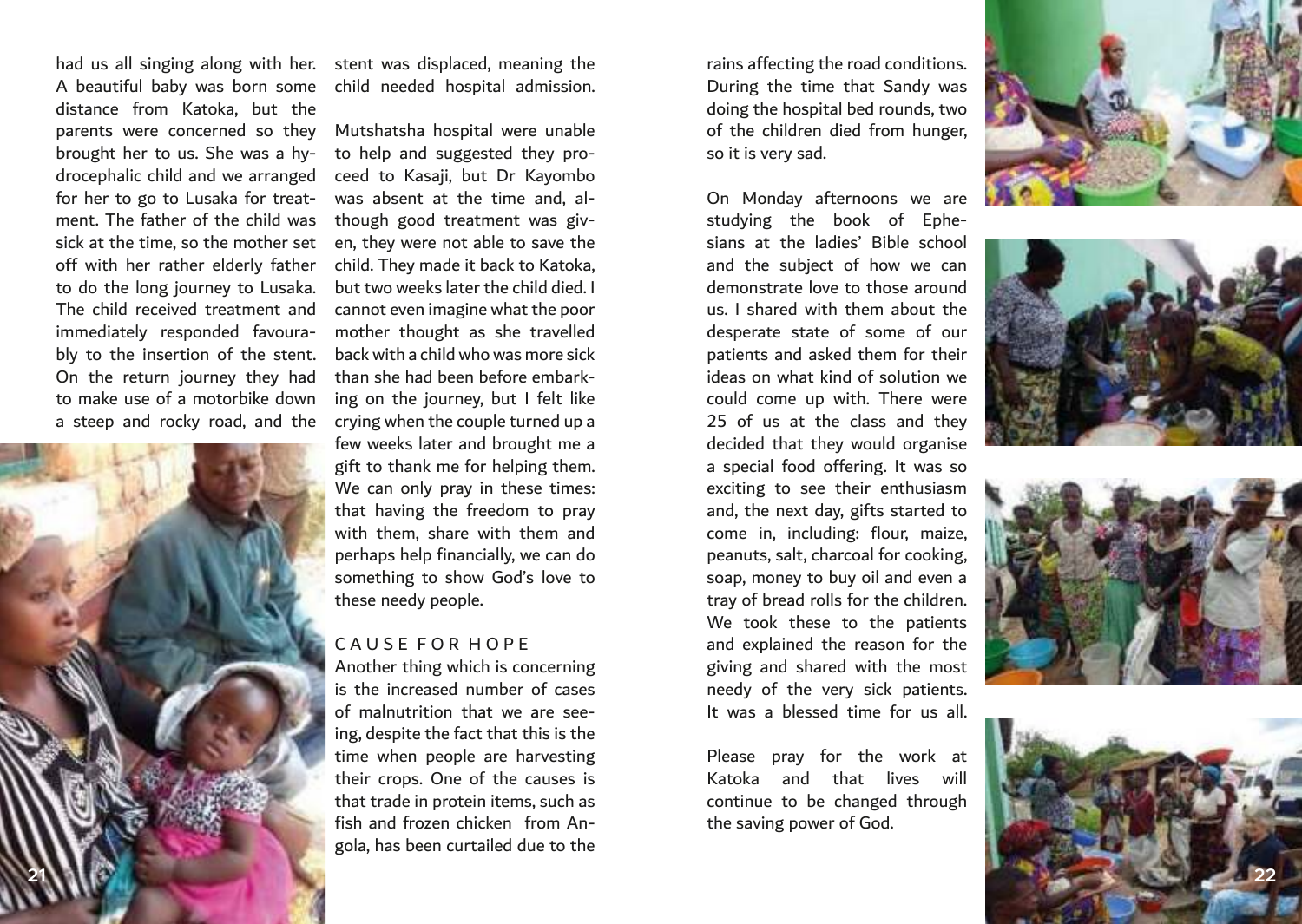had us all singing along with her. A beautiful baby was born some distance from Katoka, but the parents were concerned so they brought her to us. She was a hydrocephalic child and we arranged for her to go to Lusaka for treatment. The father of the child was sick at the time, so the mother set off with her rather elderly father to do the long journey to Lusaka. The child received treatment and immediately responded favourably to the insertion of the stent. On the return journey they had to make use of a motorbike down a steep and rocky road, and the stent was displaced, meaning the child needed hospital admission.

Mutshatsha hospital were unable to help and suggested they proceed to Kasaji, but Dr Kayombo was absent at the time and, although good treatment was given, they were not able to save the child. They made it back to Katoka, but two weeks later the child died. I cannot even imagine what the poor mother thought as she travelled back with a child who was more sick than she had been before embarking on the journey, but I felt like crying when the couple turned up a few weeks later and brought me a gift to thank me for helping them. We can only pray in these times: that having the freedom to pray with them, share with them and perhaps help financially, we can do something to show God's love to these needy people.

## CAUSE FOR HOPE

Another thing which is concerning is the increased number of cases of malnutrition that we are seeing, despite the fact that this is the time when people are harvesting their crops. One of the causes is that trade in protein items, such as fish and frozen chicken from Angola, has been curtailed due to the rains affecting the road conditions. During the time that Sandy was doing the hospital bed rounds, two of the children died from hunger, so it is very sad.

On Monday afternoons we are studying the book of Ephesians at the ladies' Bible school and the subject of how we can demonstrate love to those around us. I shared with them about the desperate state of some of our patients and asked them for their ideas on what kind of solution we could come up with. There were 25 of us at the class and they decided that they would organise a special food offering. It was so exciting to see their enthusiasm and, the next day, gifts started to come in, including: flour, maize, peanuts, salt, charcoal for cooking, soap, money to buy oil and even a tray of bread rolls for the children. We took these to the patients and explained the reason for the giving and shared with the most needy of the very sick patients. It was a blessed time for us all.

Please pray for the work at Katoka and that lives will continue to be changed through the saving power of God.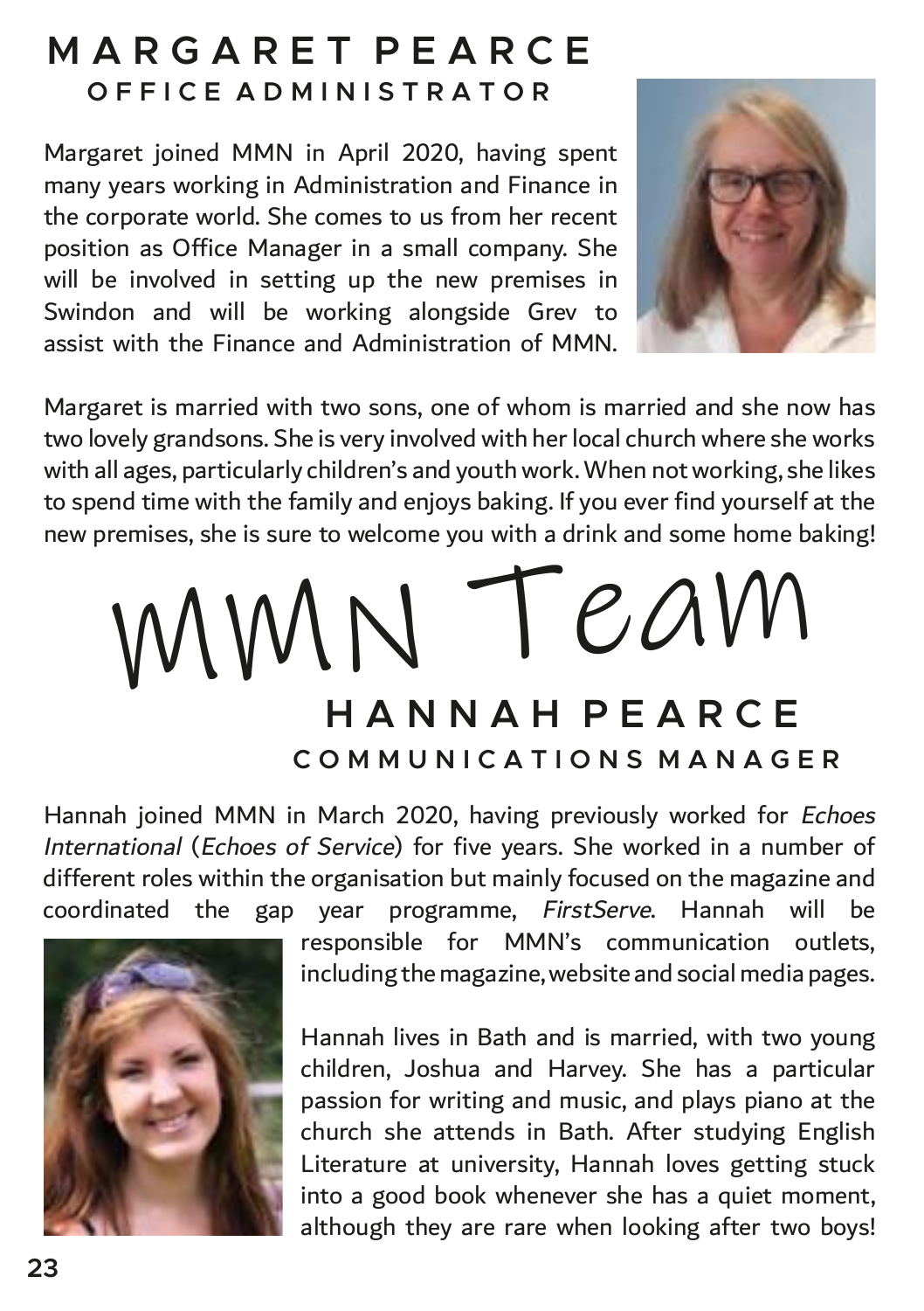# MMN Team

## MARGARET PEARCE

### OFFICE ADMINISTRATOR

Margaret joined MMN in April 2020, having spent many years working in Administration and Finance in the corporate world. She comes to us from her recent position as Office Manager in a small company. She will be involved in setting up the new premises in Swindon and will be working alongside Grev to assist with the Finance and Administration of MMN.

Margaret is married with two sons, one of whom is married and she now has two lovely grandsons. She is very involved with her local church where she works with all ages, particularly children's and youth work. When not working, she likes to spend time with the family and enjoys baking. If you ever find yourself at the new premises, she is sure to welcome you with a drink and some home baking!

## HANNAH PEARCE

### COMMUNICATIONS MANAGER

Hannah joined MMN in March 2020, having previously worked for *Echoes International* (*Echoes of Service*) for five years. She worked in a number of different roles within the organisation but mainly focused on the magazine and coordinated the gap year programme, *FirstServe*. Hannah will be responsible for MMN's communication outlets, including the magazine, website and social media pages.

Hannah lives in Bath and is married, with two young children, Joshua and Harvey. She has a particular passion for writing and music, and plays piano at the church she attends in Bath. After studying English Literature at university, Hannah loves getting stuck into a good book whenever she has a quiet moment, although they are rare when looking after two boys!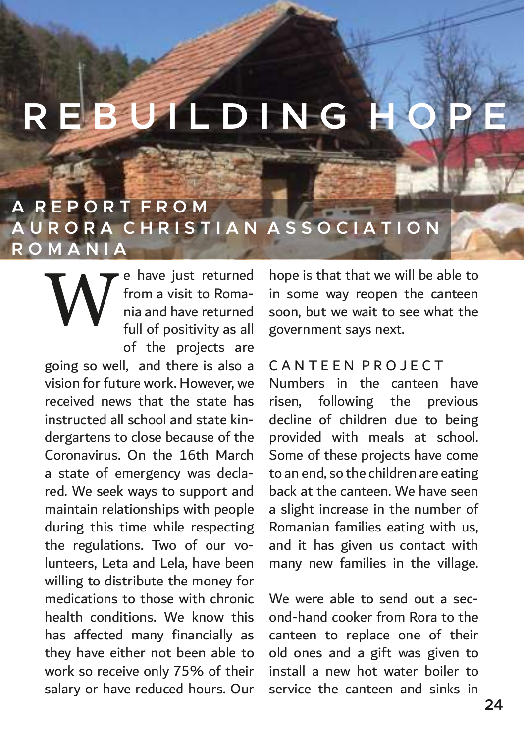# REBUILDING HOPE

## A REPORT FROM AURORA CHRISTIAN ASSOCIATION ROMANIA

We have just returned from a visit to Romania and have returned full of positivity as all of the projects are going so well, and there is also a vision for future work. However, we received news that the state has instructed all school and state kindergartens to close because of the Coronavirus. On the 16th March a state of emergency was declared. We seek ways to support and maintain relationships with people during this time while respecting the regulations. Two of our volunteers, Leta and Lela, have been willing to distribute the money for medications to those with chronic health conditions. We know this has affected many financially as they have either not been able to work so receive only 75% of their salary or have reduced hours. Our hope is that that we will be able to in some way reopen the canteen soon, but we wait to see what the government says next.

### CANTEEN PROJECT

Numbers in the canteen have risen, following the previous decline of children due to being provided with meals at school. Some of these projects have come to an end, so the children are eating back at the canteen. We have seen a slight increase in the number of Romanian families eating with us, and it has given us contact with many new families in the village.

We were able to send out a second-hand cooker from Rora to the canteen to replace one of their old ones and a gift was given to install a new hot water boiler to service the canteen and sinks in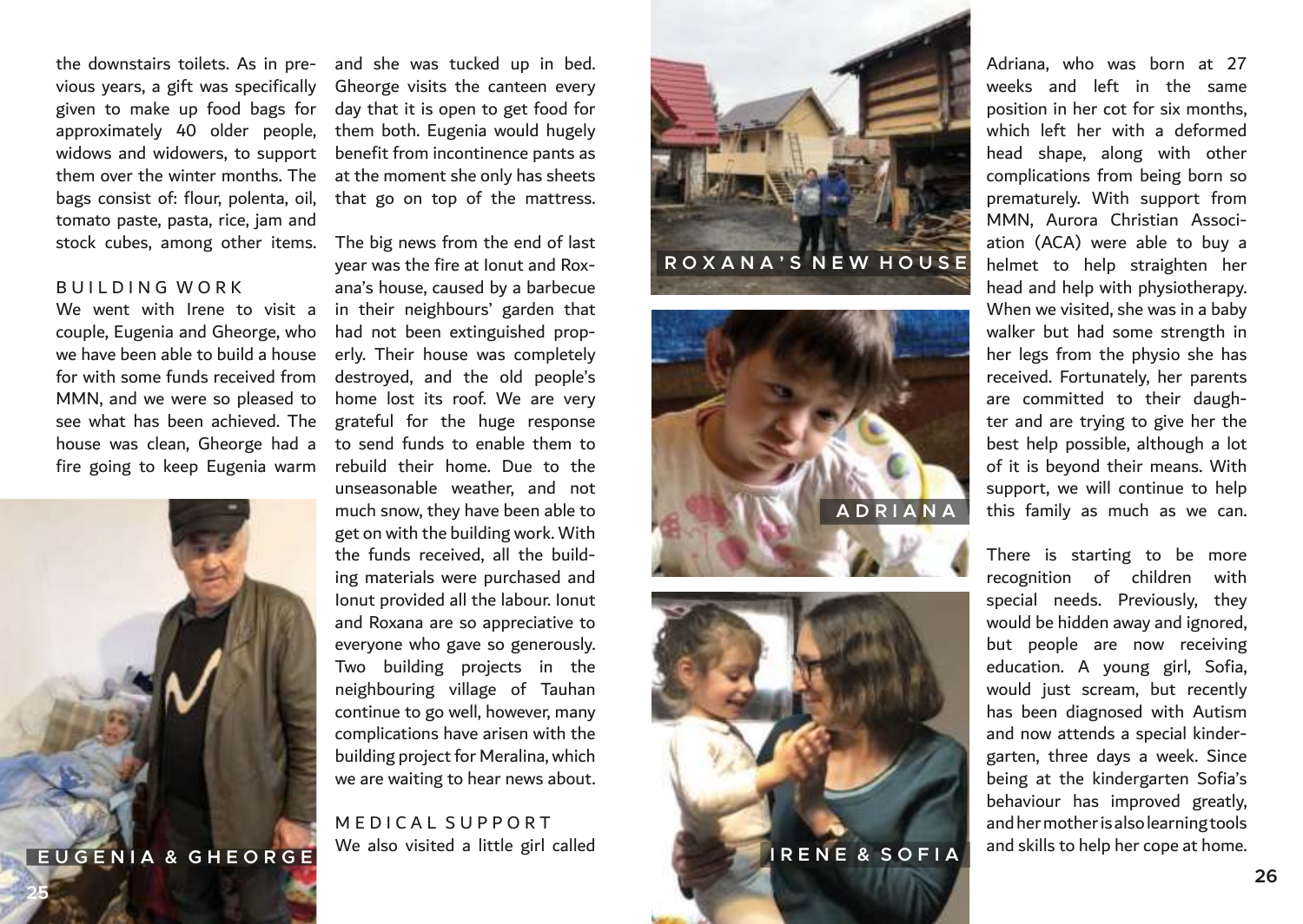the downstairs toilets. As in previous years, a gift was specifically given to make up food bags for approximately 40 older people, widows and widowers, to support them over the winter months. The bags consist of: flour, polenta, oil, tomato paste, pasta, rice, jam and stock cubes, among other items.

## BUILDING WORK

We went with Irene to visit a couple, Eugenia and Gheorge, who we have been able to build a house for with some funds received from MMN, and we were so pleased to see what has been achieved. The house was clean, Gheorge had a fire going to keep Eugenia warm and she was tucked up in bed. Gheorge visits the canteen every day that it is open to get food for them both. Eugenia would hugely benefit from incontinence pants as at the moment she only has sheets that go on top of the mattress.

EUGENIA & GHEORGE

The big news from the end of last year was the fire at Ionut and Roxana's house, caused by a barbecue in their neighbours' garden that had not been extinguished properly. Their house was completely destroyed, and the old people's home lost its roof. We are very grateful for the huge response to send funds to enable them to rebuild their home. Due to the unseasonable weather, and not much snow, they have been able to get on with the building work. With the funds received, all the building materials were purchased and Ionut provided all the labour. Ionut and Roxana are so appreciative to everyone who gave so generously. Two building projects in the neighbouring village of Tauhan continue to go well, however, many complications have arisen with the building project for Meralina, which we are waiting to hear news about.

## MEDICAL SUPPORT

We also visited a little girl called Adriana, who was born at 27 weeks and left in the same position in her cot for six months, which left her with a deformed head shape, along with other complications from being born so prematurely. With support from MMN, Aurora Christian Association (ACA) were able to buy a helmet to help straighten her head and help with physiotherapy. When we visited, she was in a baby walker but had some strength in her legs from the physio she has received. Fortunately, her parents are committed to their daughter and are trying to give her the best help possible, although a lot of it is beyond their means. With support, we will continue to help this family as much as we can.

ROXANA'S NEW HOUSE

ADRIANA

IRENE & SOFIA

There is starting to be more recognition of children with special needs. Previously, they would be hidden away and ignored, but people are now receiving education. A young girl, Sofia, would just scream, but recently has been diagnosed with Autism and now attends a special kindergarten, three days a week. Since being at the kindergarten Sofia's behaviour has improved greatly, and her mother is also learning tools and skills to help her cope at home.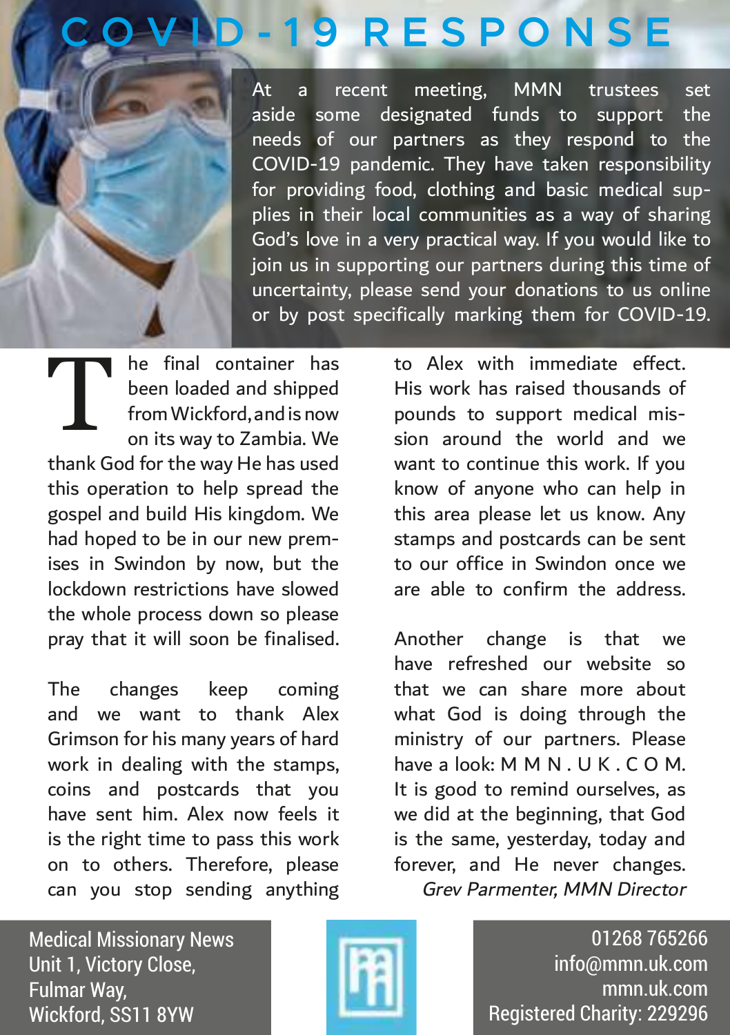# COVID-19 RESPONSE

At a recent meeting, MMN trustees set aside some designated funds to support the needs of our partners as they respond to the COVID-19 pandemic. They have taken responsibility for providing food, clothing and basic medical supplies in their local communities as a way of sharing God's love in a very practical way. If you would like to join us in supporting our partners during this time of uncertainty, please send your donations to us online or by post specifically marking them for COVID-19.

The final container has been loaded and shipped from Wickford, and is now on its way to Zambia. We thank God for the way He has used this operation to help spread the gospel and build His kingdom. We had hoped to be in our new premises in Swindon by now, but the lockdown restrictions have slowed the whole process down so please pray that it will soon be finalised.

The changes keep coming and we want to thank Alex Grimson for his many years of hard work in dealing with the stamps, coins and postcards that you have sent him. Alex now feels it is the right time to pass this work on to others. Therefore, please can you stop sending anything to Alex with immediate effect. His work has raised thousands of pounds to support medical mission around the world and we want to continue this work. If you know of anyone who can help in this area please let us know. Any stamps and postcards can be sent to our office in Swindon once we are able to confirm the address.

Another change is that we have refreshed our website so that we can share more about what God is doing through the ministry of our partners. Please have a look: M M N . U K . C O M. It is good to remind ourselves, as we did at the beginning, that God is the same, yesterday, today and forever, and He never changes.

*Grev Parmenter, MMN Director*

Medical Missionary News
Unit 1, Victory Close,
Fulmar Way,
Wickford, SS11 8YW

01268 765266
info@mmn.uk.com
mmn.uk.com
Registered Charity: 229296